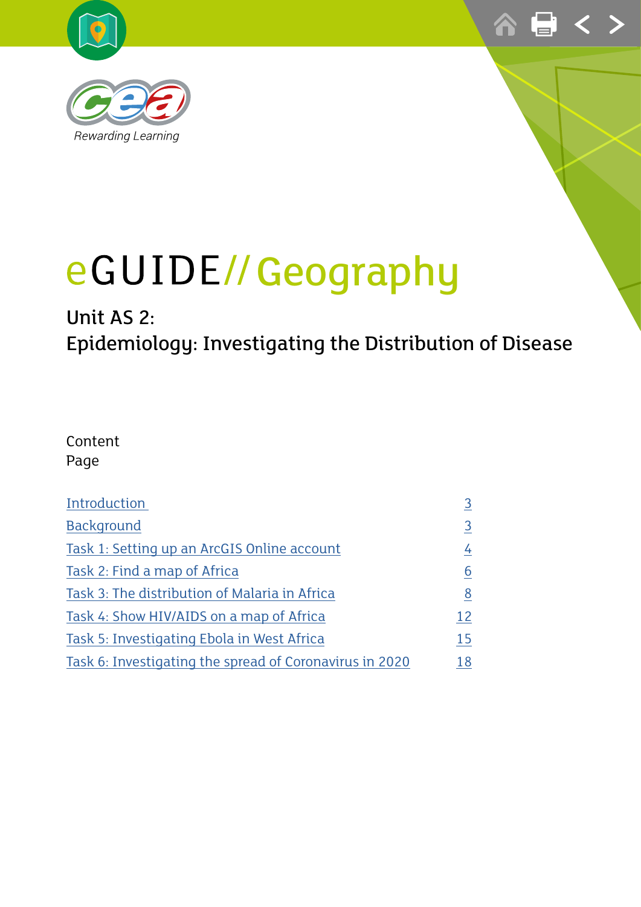CCEA

Rewarding Learning

# eGUIDE// Geography

## Unit AS 2:
## Epidemiology: Investigating the Distribution of Disease

| Content | Page |
| --- | --- |
| Introduction | 3 |
| Background | 3 |
| Task 1: Setting up an ArcGIS Online account | 4 |
| Task 2: Find a map of Africa | 6 |
| Task 3: The distribution of Malaria in Africa | 8 |
| Task 4: Show HIV/AIDS on a map of Africa | 12 |
| Task 5: Investigating Ebola in West Africa | 15 |
| Task 6: Investigating the spread of Coronavirus in 2020 | 18 |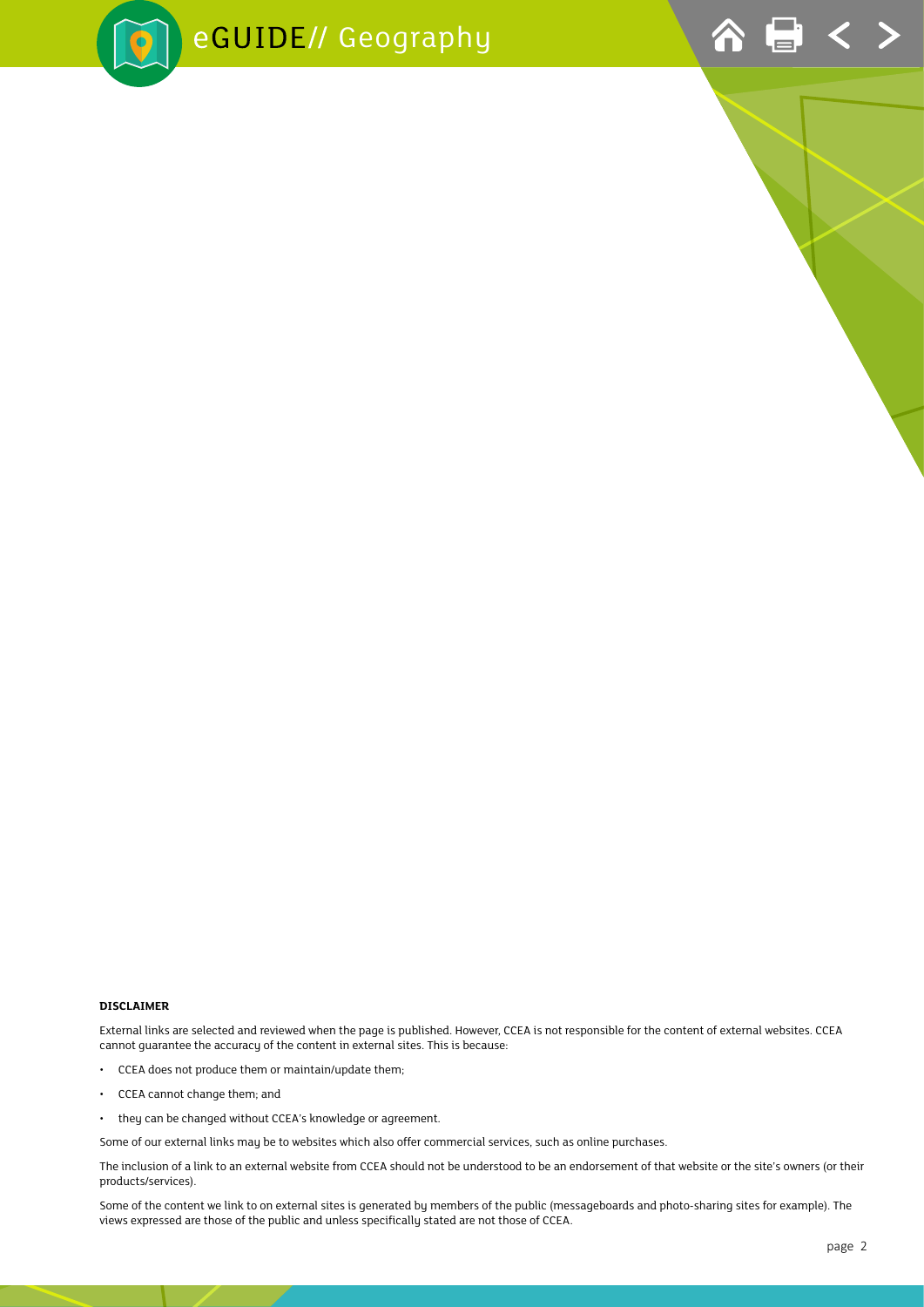**DISCLAIMER**

External links are selected and reviewed when the page is published. However, CCEA is not responsible for the content of external websites. CCEA cannot guarantee the accuracy of the content in external sites. This is because:

- CCEA does not produce them or maintain/update them;
- CCEA cannot change them; and
- they can be changed without CCEA's knowledge or agreement.

Some of our external links may be to websites which also offer commercial services, such as online purchases.

The inclusion of a link to an external website from CCEA should not be understood to be an endorsement of that website or the site's owners (or their products/services).

Some of the content we link to on external sites is generated by members of the public (messageboards and photo-sharing sites for example). The views expressed are those of the public and unless specifically stated are not those of CCEA.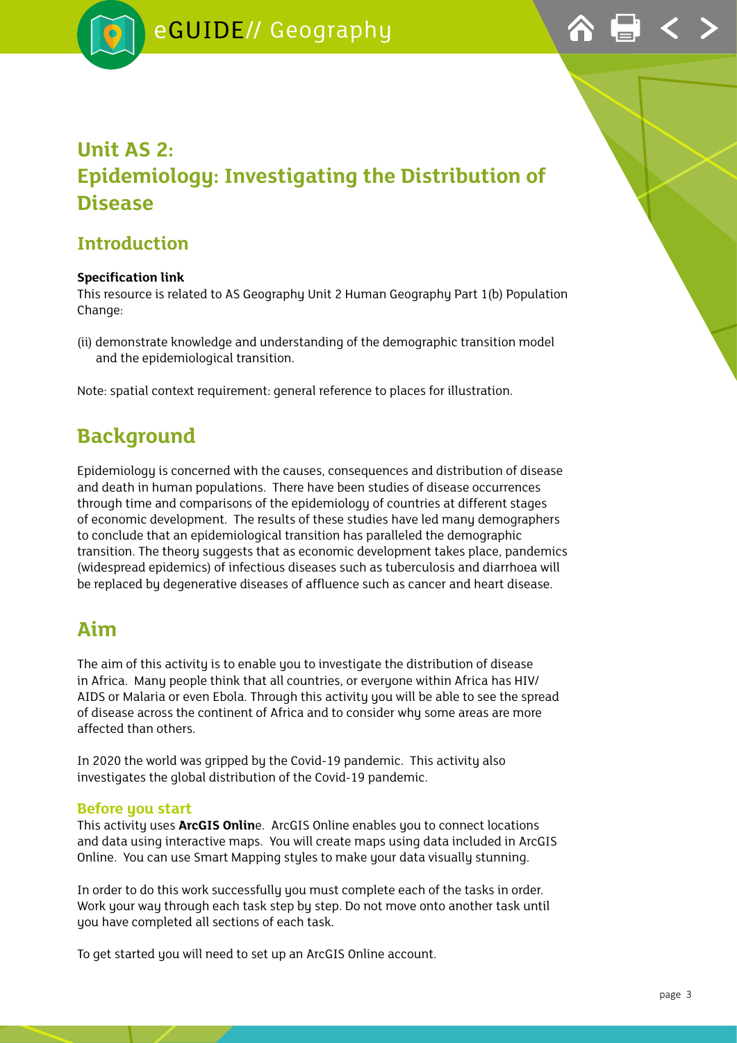## Unit AS 2: Epidemiology: Investigating the Distribution of Disease

### Introduction

**Specification link**

This resource is related to AS Geography Unit 2 Human Geography Part 1(b) Population Change:

(ii) demonstrate knowledge and understanding of the demographic transition model and the epidemiological transition.

Note: spatial context requirement: general reference to places for illustration.

## Background

Epidemiology is concerned with the causes, consequences and distribution of disease and death in human populations. There have been studies of disease occurrences through time and comparisons of the epidemiology of countries at different stages of economic development. The results of these studies have led many demographers to conclude that an epidemiological transition has paralleled the demographic transition. The theory suggests that as economic development takes place, pandemics (widespread epidemics) of infectious diseases such as tuberculosis and diarrhoea will be replaced by degenerative diseases of affluence such as cancer and heart disease.

## Aim

The aim of this activity is to enable you to investigate the distribution of disease in Africa. Many people think that all countries, or everyone within Africa has HIV/AIDS or Malaria or even Ebola. Through this activity you will be able to see the spread of disease across the continent of Africa and to consider why some areas are more affected than others.

In 2020 the world was gripped by the Covid-19 pandemic. This activity also investigates the global distribution of the Covid-19 pandemic.

### Before you start

This activity uses **ArcGIS Onlin**e. ArcGIS Online enables you to connect locations and data using interactive maps. You will create maps using data included in ArcGIS Online. You can use Smart Mapping styles to make your data visually stunning.

In order to do this work successfully you must complete each of the tasks in order. Work your way through each task step by step. Do not move onto another task until you have completed all sections of each task.

To get started you will need to set up an ArcGIS Online account.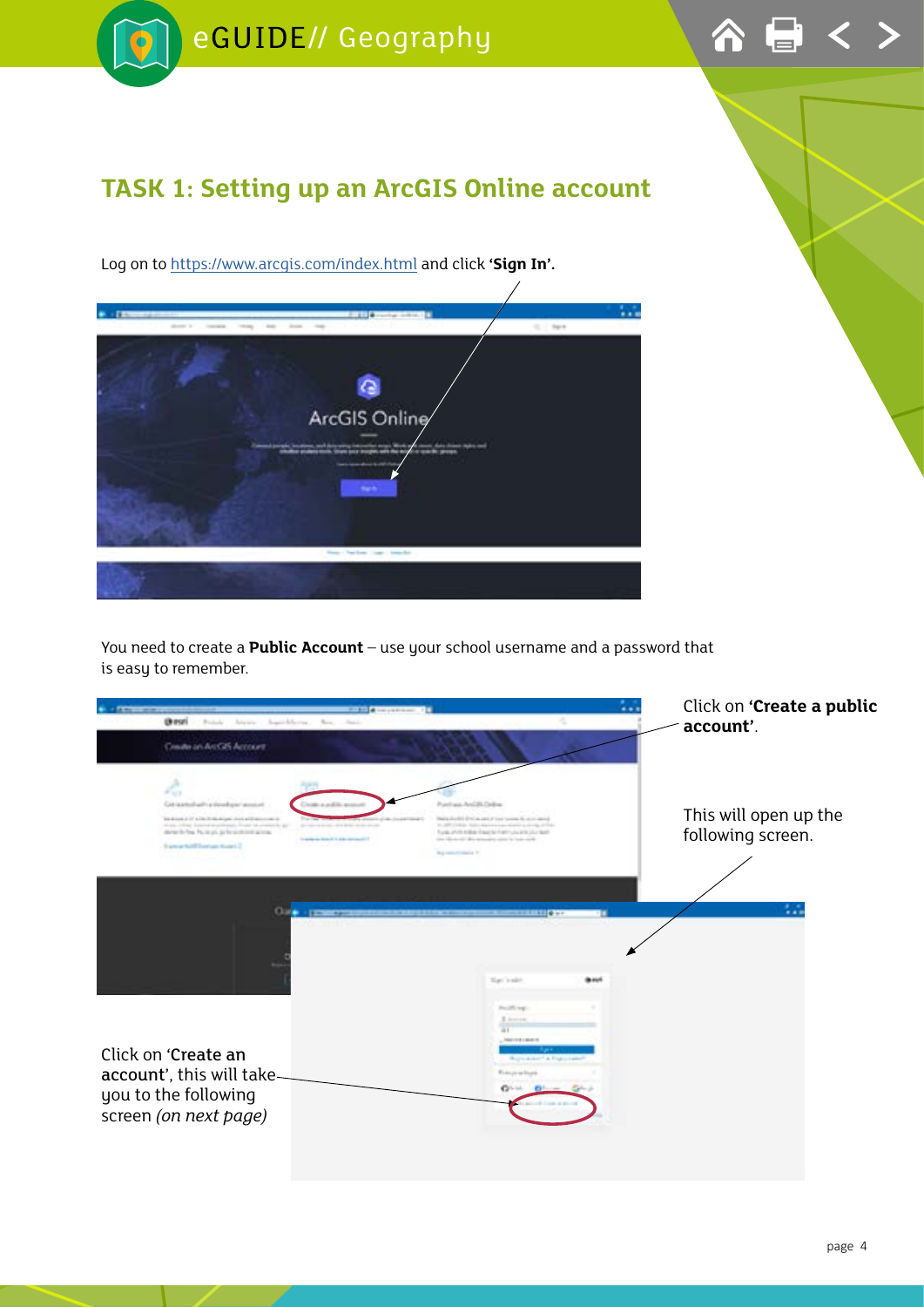## TASK 1: Setting up an ArcGIS Online account

Log on to https://www.arcgis.com/index.html and click **'Sign In'**.

You need to create a **Public Account** – use your school username and a password that is easy to remember.

Click on **'Create a public account'**.

This will open up the following screen.

Click on **'Create an account'**, this will take you to the following screen *(on next page)*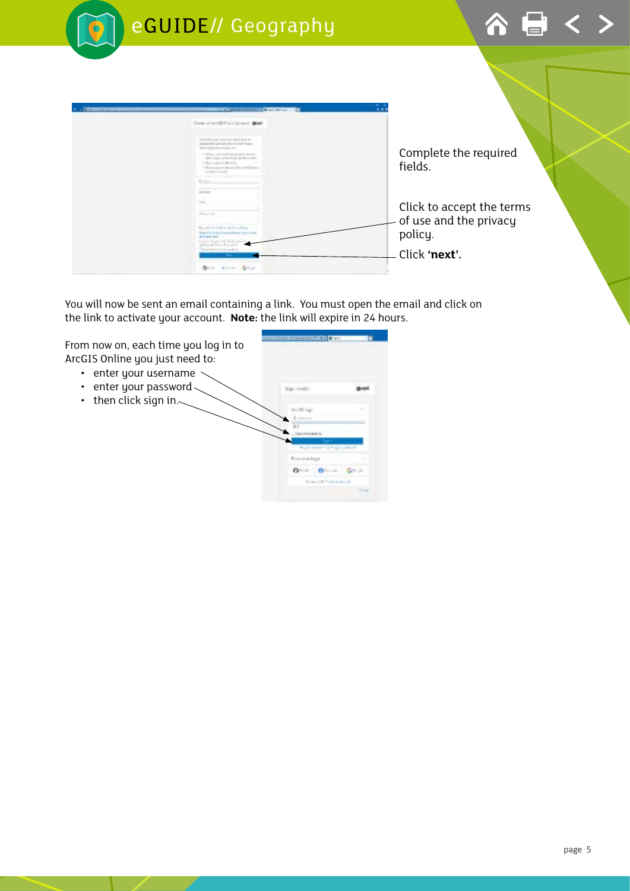Complete the required fields.

Click to accept the terms of use and the privacy policy.

Click **'next'.**

You will now be sent an email containing a link. You must open the email and click on the link to activate your account. **Note:** the link will expire in 24 hours.

From now on, each time you log in to ArcGIS Online you just need to:

- enter your username
- enter your password
- then click sign in.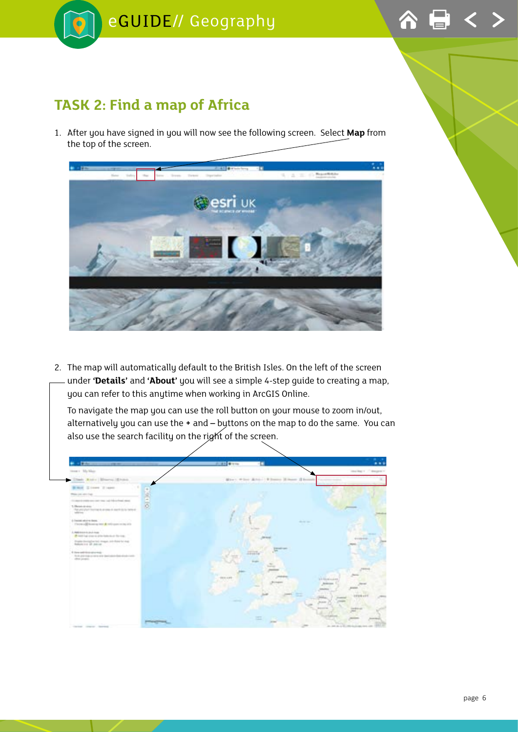## TASK 2: Find a map of Africa

1. After you have signed in you will now see the following screen. Select **Map** from the top of the screen.

2. The map will automatically default to the British Isles. On the left of the screen under **'Details'** and **'About'** you will see a simple 4-step guide to creating a map, you can refer to this anytime when working in ArcGIS Online.

   To navigate the map you can use the roll button on your mouse to zoom in/out, alternatively you can use the **+** and **–** buttons on the map to do the same. You can also use the search facility on the right of the screen.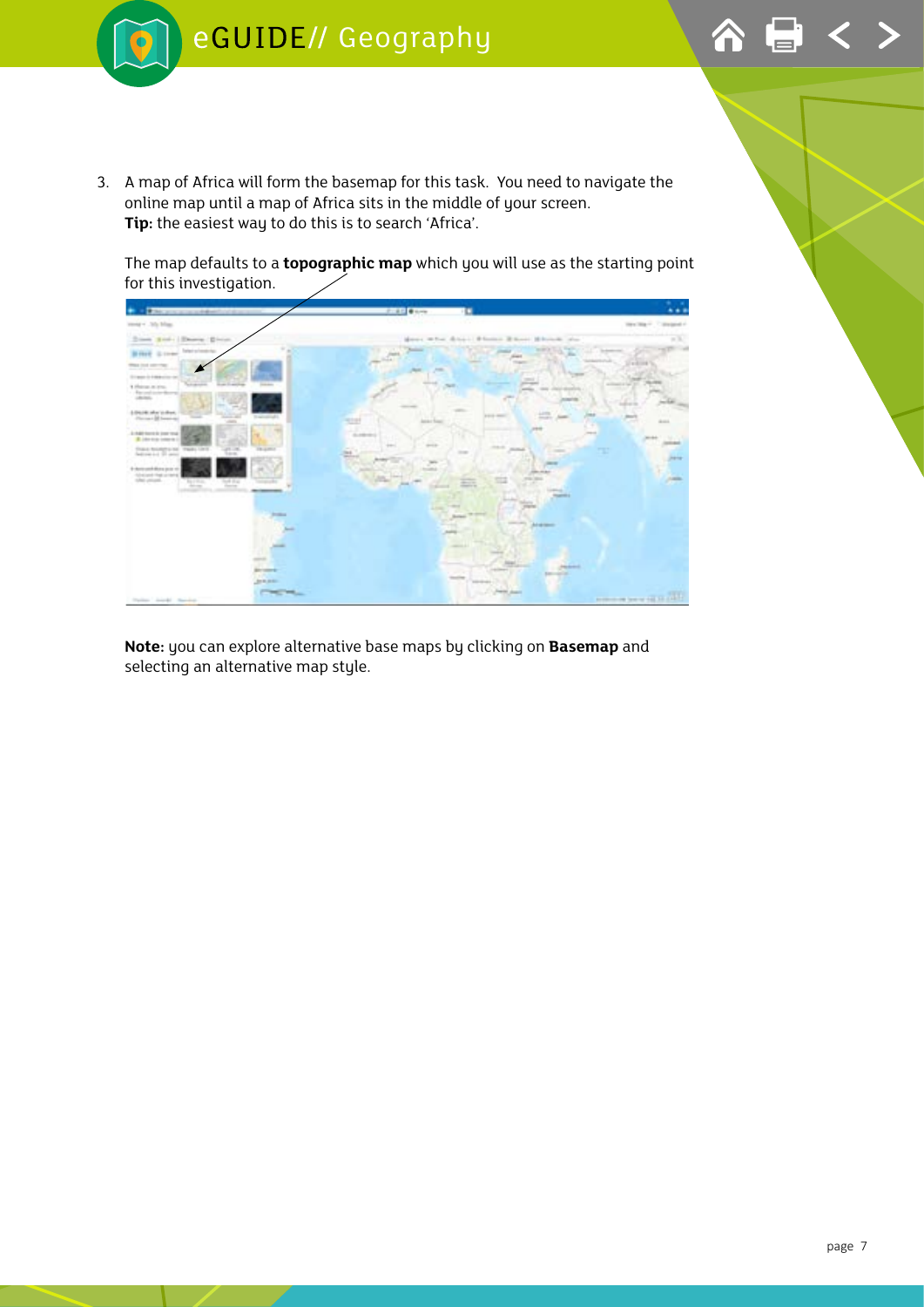3. A map of Africa will form the basemap for this task. You need to navigate the online map until a map of Africa sits in the middle of your screen.
   **Tip:** the easiest way to do this is to search 'Africa'.

   The map defaults to a **topographic map** which you will use as the starting point for this investigation.

   **Note:** you can explore alternative base maps by clicking on **Basemap** and selecting an alternative map style.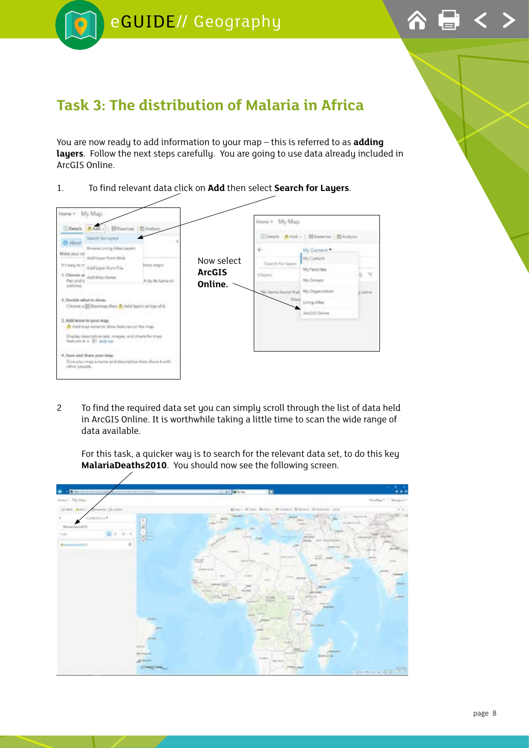# Task 3: The distribution of Malaria in Africa

You are now ready to add information to your map – this is referred to as **adding layers**. Follow the next steps carefully. You are going to use data already included in ArcGIS Online.

1. To find relevant data click on **Add** then select **Search for Layers**.

Now select **ArcGIS Online.**

2. To find the required data set you can simply scroll through the list of data held in ArcGIS Online. It is worthwhile taking a little time to scan the wide range of data available.

   For this task, a quicker way is to search for the relevant data set, to do this key **MalariaDeaths2010**. You should now see the following screen.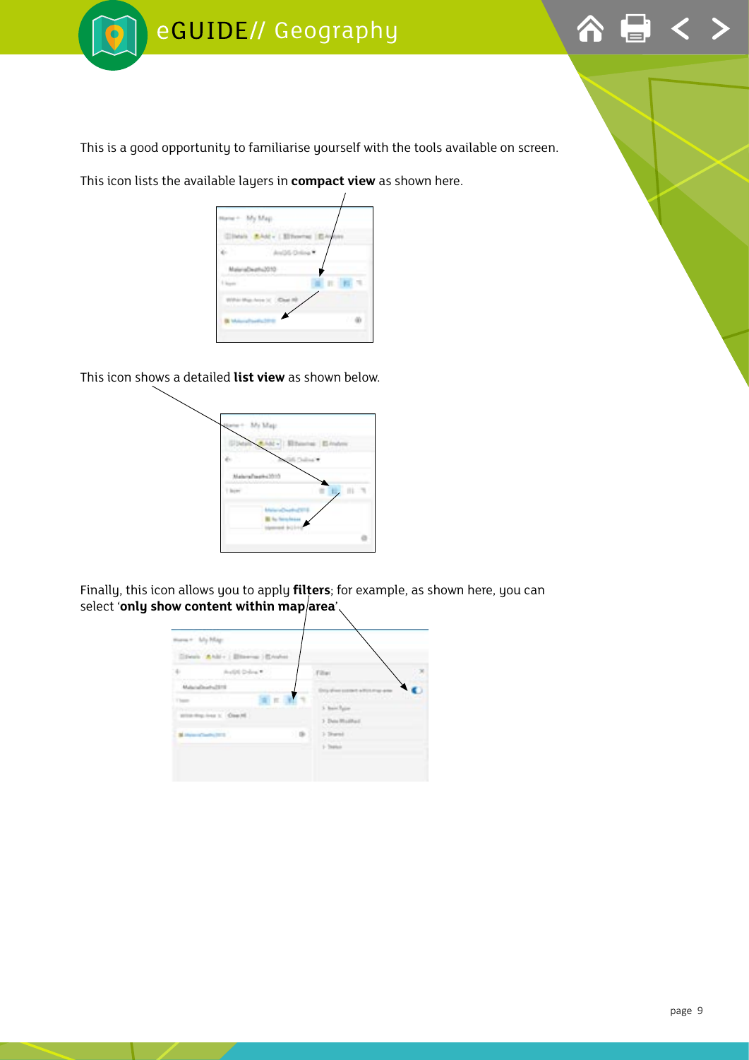This is a good opportunity to familiarise yourself with the tools available on screen.

This icon lists the available layers in **compact view** as shown here.

This icon shows a detailed **list view** as shown below.

Finally, this icon allows you to apply **filters**; for example, as shown here, you can select '**only show content within map area**'.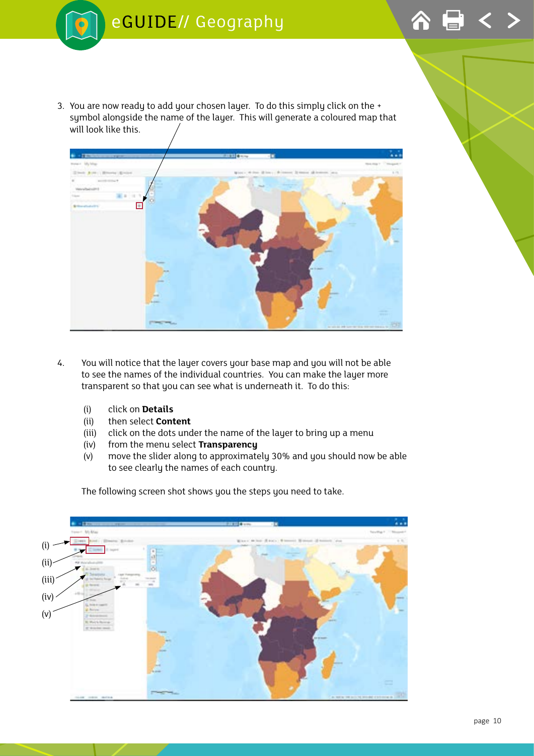3. You are now ready to add your chosen layer. To do this simply click on the + symbol alongside the name of the layer. This will generate a coloured map that will look like this.

4. You will notice that the layer covers your base map and you will not be able to see the names of the individual countries. You can make the layer more transparent so that you can see what is underneath it. To do this:

   (i) click on **Details**
   (ii) then select **Content**
   (iii) click on the dots under the name of the layer to bring up a menu
   (iv) from the menu select **Transparency**
   (v) move the slider along to approximately 30% and you should now be able to see clearly the names of each country.

   The following screen shot shows you the steps you need to take.

(i)
(ii)
(iii)
(iv)
(v)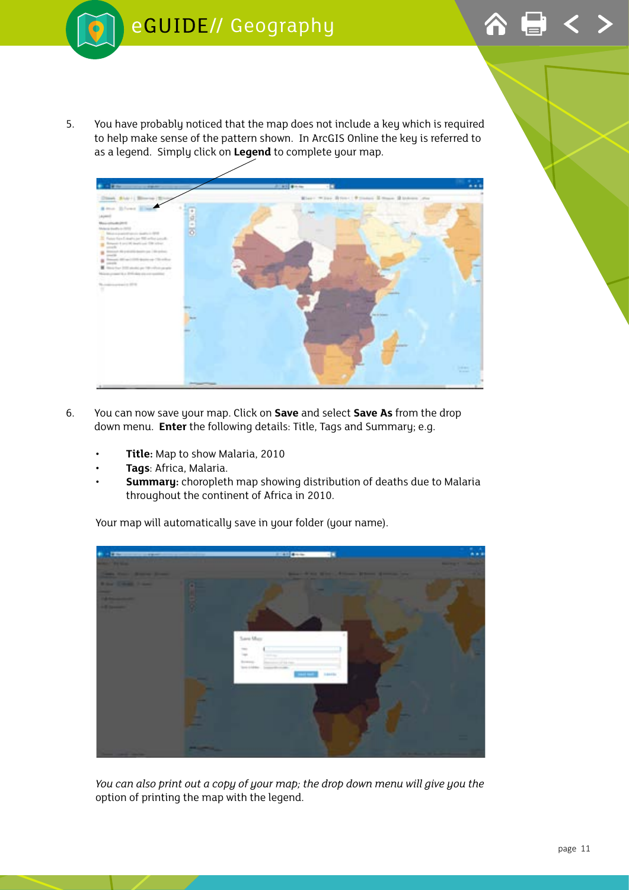5. You have probably noticed that the map does not include a key which is required to help make sense of the pattern shown. In ArcGIS Online the key is referred to as a legend. Simply click on **Legend** to complete your map.

6. You can now save your map. Click on **Save** and select **Save As** from the drop down menu. **Enter** the following details: Title, Tags and Summary; e.g.

   - **Title:** Map to show Malaria, 2010
   - **Tags**: Africa, Malaria.
   - **Summary:** choropleth map showing distribution of deaths due to Malaria throughout the continent of Africa in 2010.

   Your map will automatically save in your folder (your name).

*You can also print out a copy of your map; the drop down menu will give you the* option of printing the map with the legend.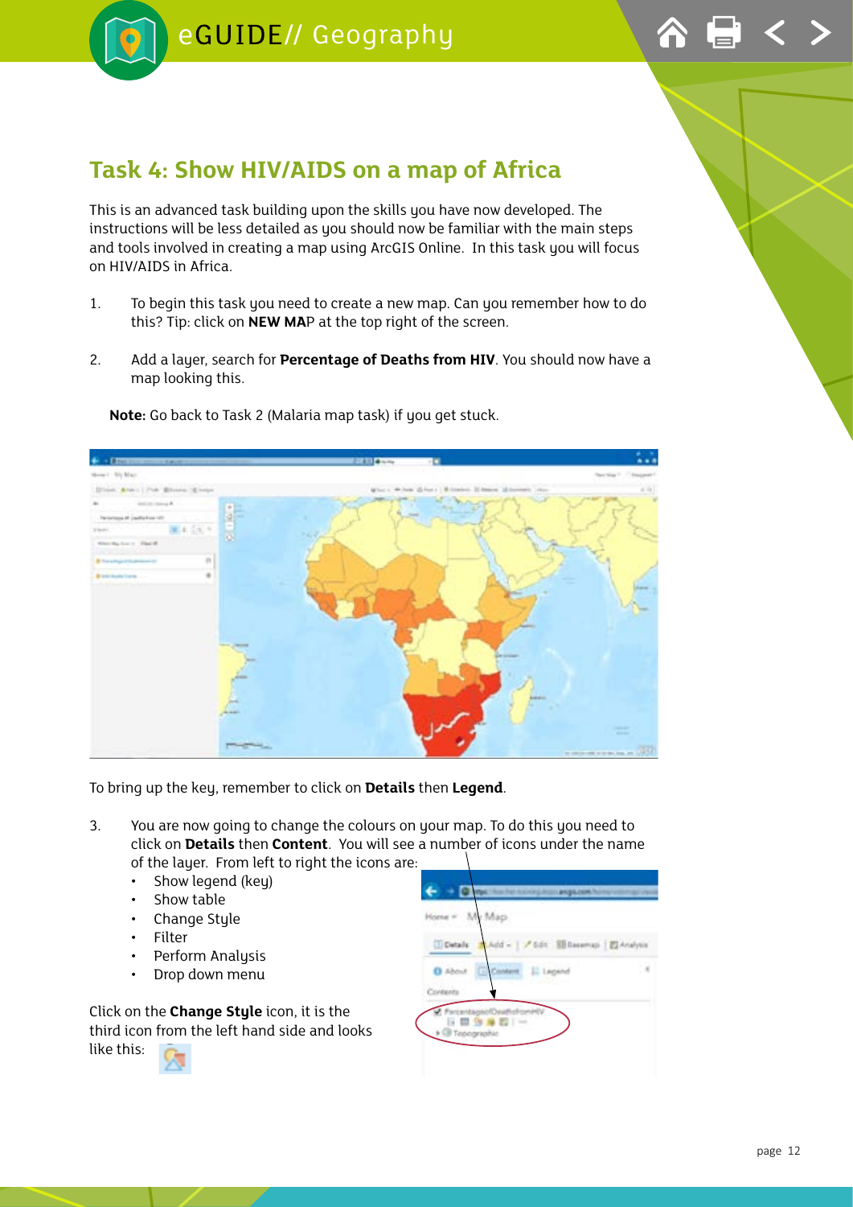## Task 4: Show HIV/AIDS on a map of Africa

This is an advanced task building upon the skills you have now developed. The instructions will be less detailed as you should now be familiar with the main steps and tools involved in creating a map using ArcGIS Online. In this task you will focus on HIV/AIDS in Africa.

1. To begin this task you need to create a new map. Can you remember how to do this? Tip: click on **NEW MA**P at the top right of the screen.

2. Add a layer, search for **Percentage of Deaths from HIV**. You should now have a map looking this.

**Note:** Go back to Task 2 (Malaria map task) if you get stuck.

To bring up the key, remember to click on **Details** then **Legend**.

3. You are now going to change the colours on your map. To do this you need to click on **Details** then **Content**. You will see a number of icons under the name of the layer. From left to right the icons are:
   - Show legend (key)
   - Show table
   - Change Style
   - Filter
   - Perform Analysis
   - Drop down menu

Click on the **Change Style** icon, it is the third icon from the left hand side and looks like this: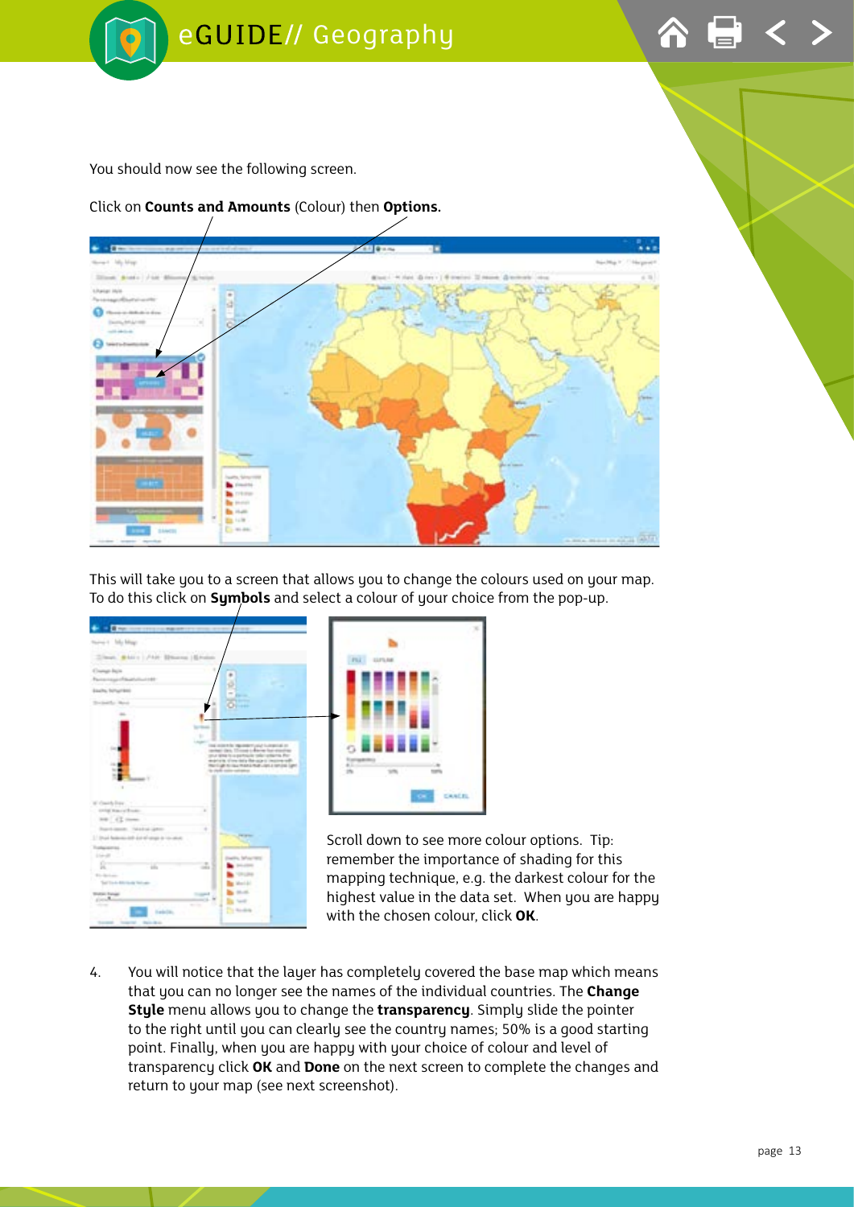You should now see the following screen.

Click on **Counts and Amounts** (Colour) then **Options.**

This will take you to a screen that allows you to change the colours used on your map. To do this click on **Symbols** and select a colour of your choice from the pop-up.

Scroll down to see more colour options. Tip: remember the importance of shading for this mapping technique, e.g. the darkest colour for the highest value in the data set. When you are happy with the chosen colour, click **OK**.

4. You will notice that the layer has completely covered the base map which means that you can no longer see the names of the individual countries. The **Change Style** menu allows you to change the **transparency**. Simply slide the pointer to the right until you can clearly see the country names; 50% is a good starting point. Finally, when you are happy with your choice of colour and level of transparency click **OK** and **Done** on the next screen to complete the changes and return to your map (see next screenshot).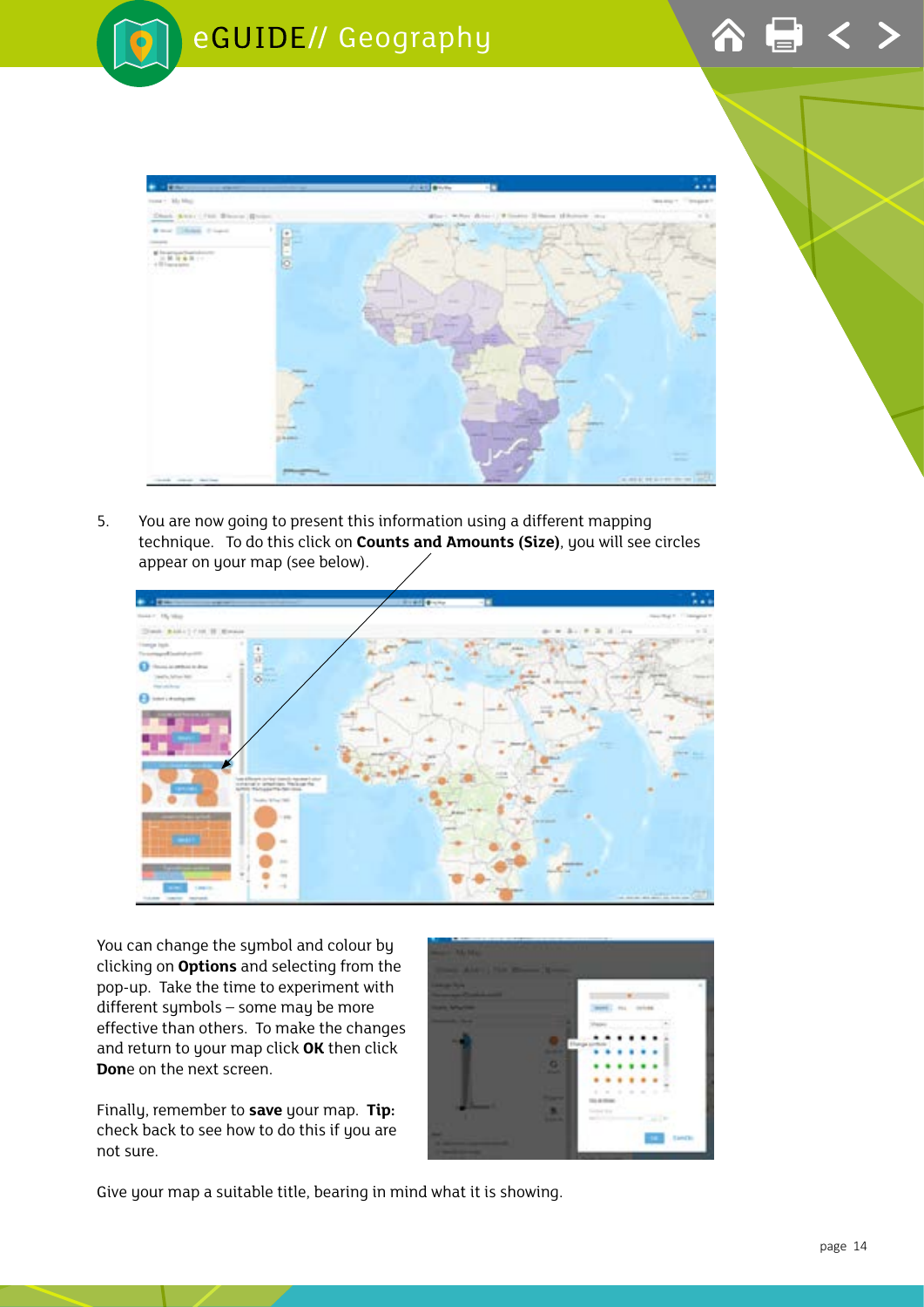5. You are now going to present this information using a different mapping technique. To do this click on **Counts and Amounts (Size)**, you will see circles appear on your map (see below).

You can change the symbol and colour by clicking on **Options** and selecting from the pop-up. Take the time to experiment with different symbols – some may be more effective than others. To make the changes and return to your map click **OK** then click **Don**e on the next screen.

Finally, remember to **save** your map. **Tip:** check back to see how to do this if you are not sure.

Give your map a suitable title, bearing in mind what it is showing.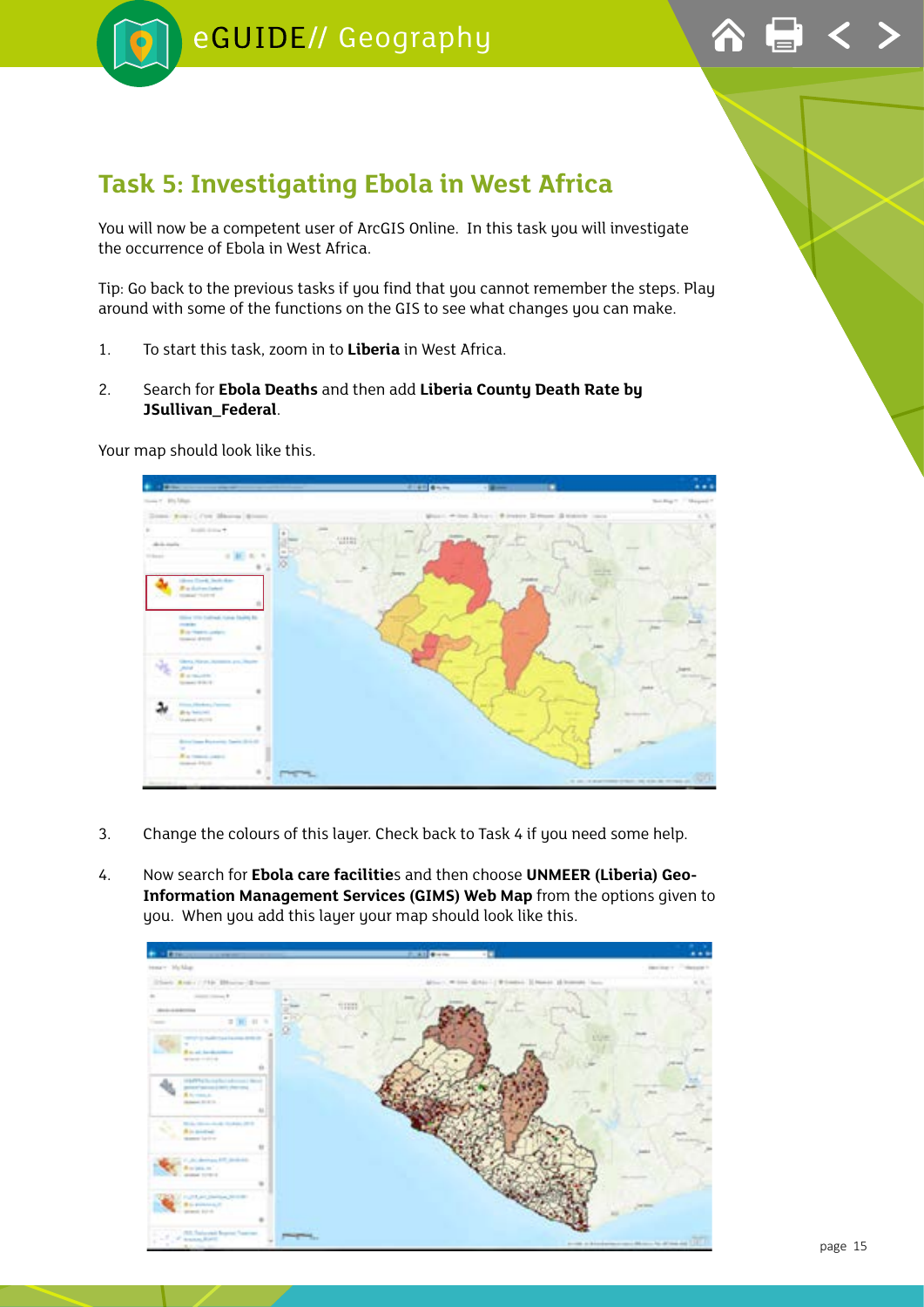## Task 5: Investigating Ebola in West Africa

You will now be a competent user of ArcGIS Online. In this task you will investigate the occurrence of Ebola in West Africa.

Tip: Go back to the previous tasks if you find that you cannot remember the steps. Play around with some of the functions on the GIS to see what changes you can make.

1. To start this task, zoom in to **Liberia** in West Africa.

2. Search for **Ebola Deaths** and then add **Liberia County Death Rate by JSullivan_Federal**.

Your map should look like this.

3. Change the colours of this layer. Check back to Task 4 if you need some help.

4. Now search for **Ebola care facilitie**s and then choose **UNMEER (Liberia) Geo-Information Management Services (GIMS) Web Map** from the options given to you. When you add this layer your map should look like this.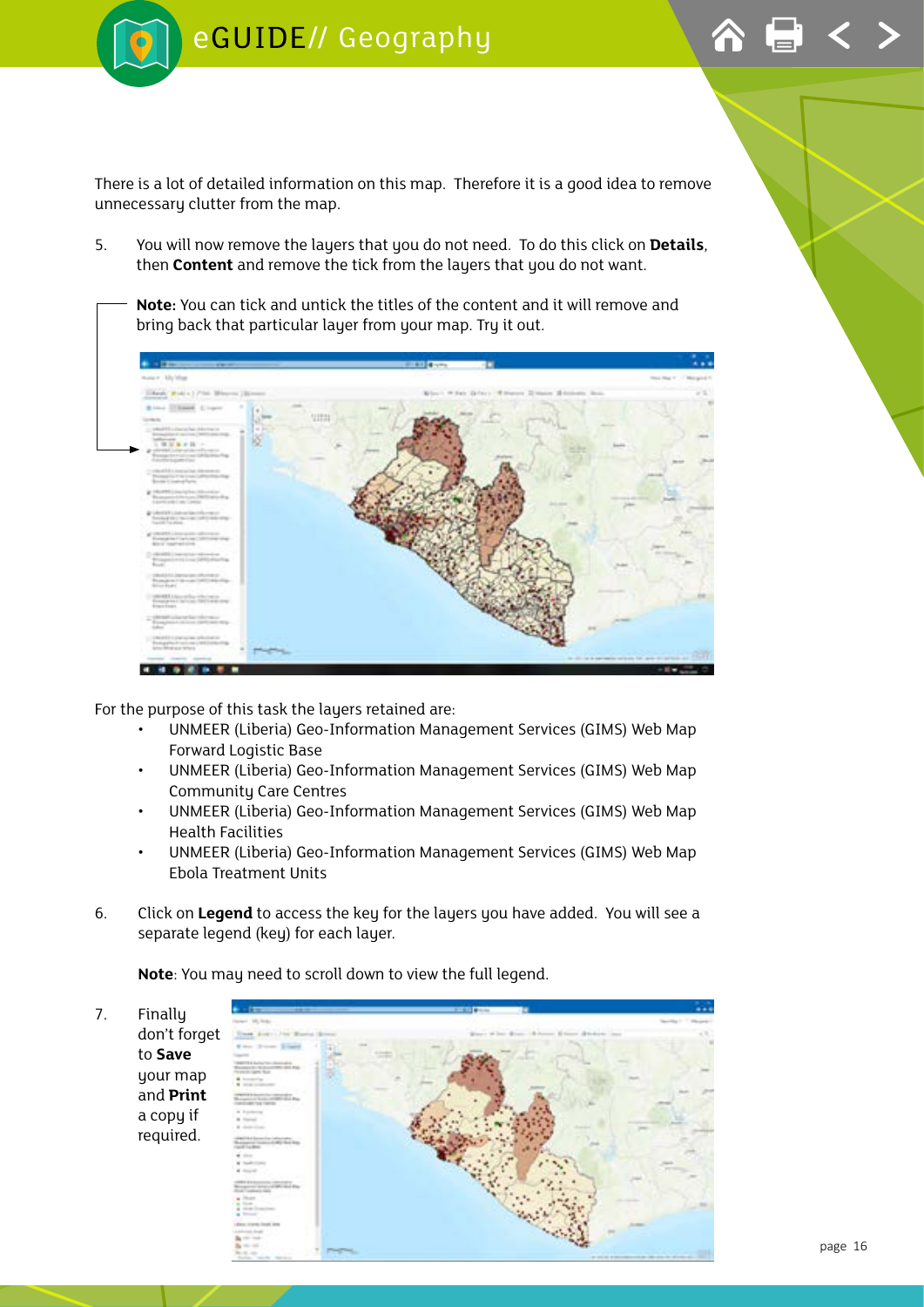There is a lot of detailed information on this map. Therefore it is a good idea to remove unnecessary clutter from the map.

5. You will now remove the layers that you do not need. To do this click on **Details**, then **Content** and remove the tick from the layers that you do not want.

   **Note:** You can tick and untick the titles of the content and it will remove and bring back that particular layer from your map. Try it out.

For the purpose of this task the layers retained are:

- UNMEER (Liberia) Geo-Information Management Services (GIMS) Web Map Forward Logistic Base
- UNMEER (Liberia) Geo-Information Management Services (GIMS) Web Map Community Care Centres
- UNMEER (Liberia) Geo-Information Management Services (GIMS) Web Map Health Facilities
- UNMEER (Liberia) Geo-Information Management Services (GIMS) Web Map Ebola Treatment Units

6. Click on **Legend** to access the key for the layers you have added. You will see a separate legend (key) for each layer.

   **Note**: You may need to scroll down to view the full legend.

7. Finally don't forget to **Save** your map and **Print** a copy if required.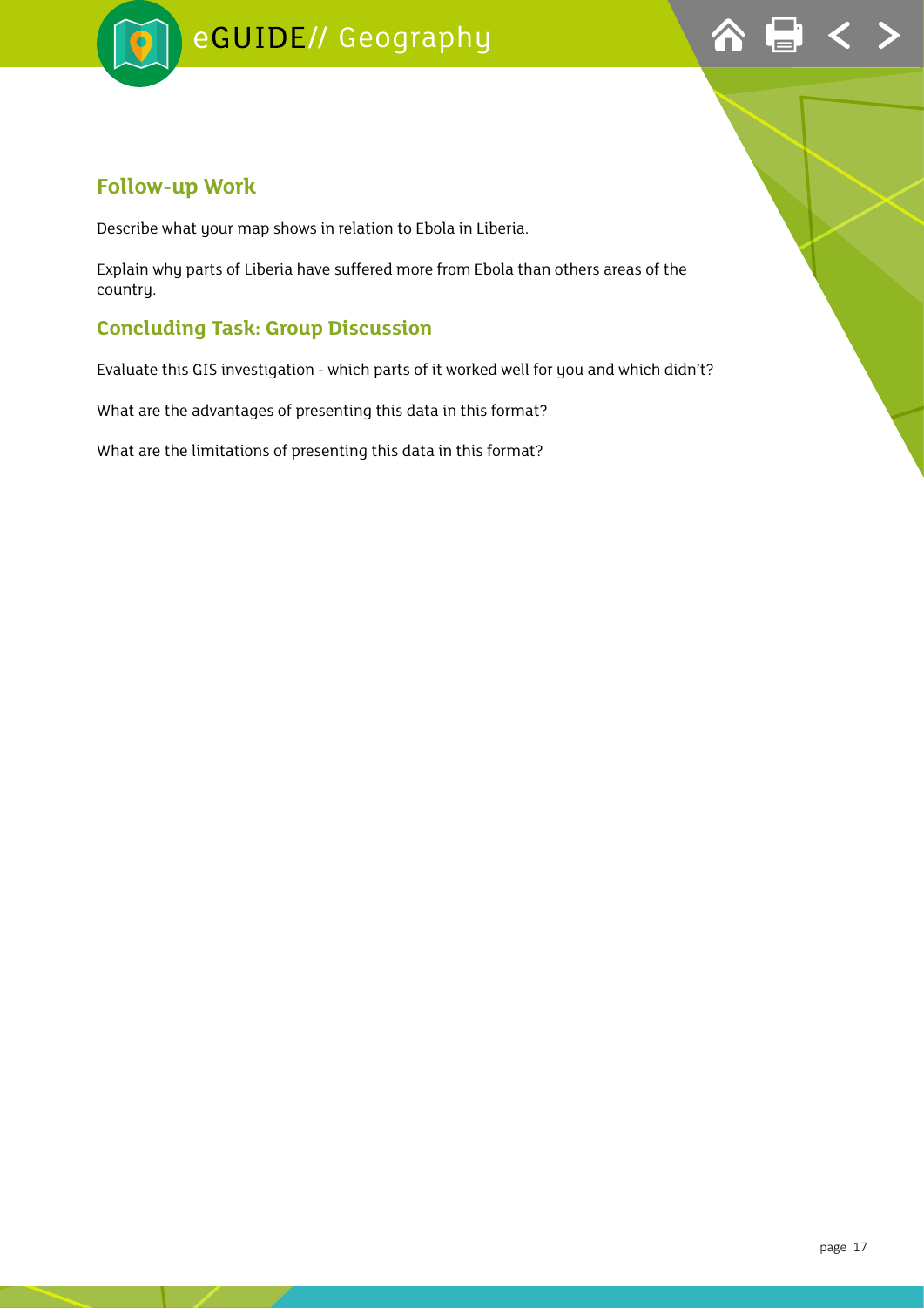## Follow-up Work

Describe what your map shows in relation to Ebola in Liberia.

Explain why parts of Liberia have suffered more from Ebola than others areas of the country.

## Concluding Task: Group Discussion

Evaluate this GIS investigation - which parts of it worked well for you and which didn't?

What are the advantages of presenting this data in this format?

What are the limitations of presenting this data in this format?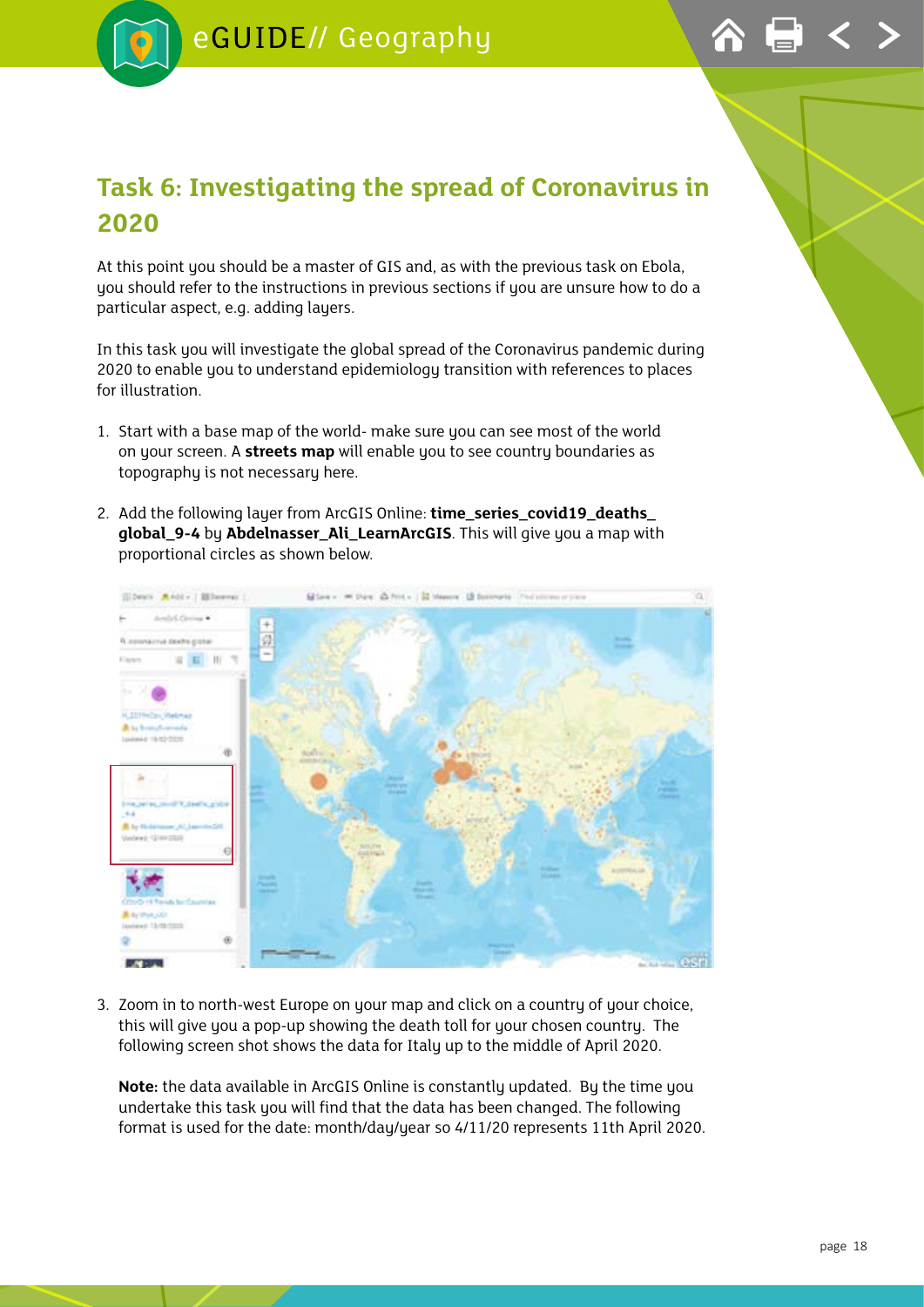## Task 6: Investigating the spread of Coronavirus in 2020

At this point you should be a master of GIS and, as with the previous task on Ebola, you should refer to the instructions in previous sections if you are unsure how to do a particular aspect, e.g. adding layers.

In this task you will investigate the global spread of the Coronavirus pandemic during 2020 to enable you to understand epidemiology transition with references to places for illustration.

1. Start with a base map of the world- make sure you can see most of the world on your screen. A **streets map** will enable you to see country boundaries as topography is not necessary here.

2. Add the following layer from ArcGIS Online: **time_series_covid19_deaths_global_9-4** by **Abdelnasser_Ali_LearnArcGIS**. This will give you a map with proportional circles as shown below.

3. Zoom in to north-west Europe on your map and click on a country of your choice, this will give you a pop-up showing the death toll for your chosen country. The following screen shot shows the data for Italy up to the middle of April 2020.

   **Note:** the data available in ArcGIS Online is constantly updated. By the time you undertake this task you will find that the data has been changed. The following format is used for the date: month/day/year so 4/11/20 represents 11th April 2020.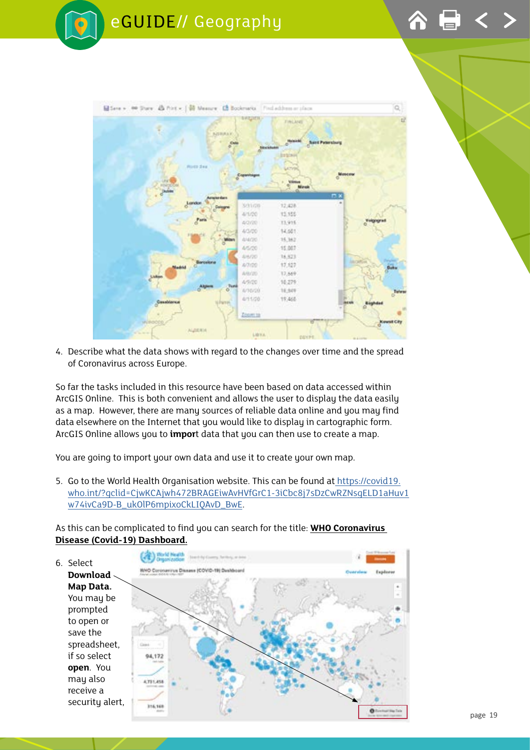4. Describe what the data shows with regard to the changes over time and the spread of Coronavirus across Europe.

So far the tasks included in this resource have been based on data accessed within ArcGIS Online. This is both convenient and allows the user to display the data easily as a map. However, there are many sources of reliable data online and you may find data elsewhere on the Internet that you would like to display in cartographic form. ArcGIS Online allows you to **import** data that you can then use to create a map.

You are going to import your own data and use it to create your own map.

5. Go to the World Health Organisation website. This can be found at https://covid19.who.int/?gclid=CjwKCAjwh472BRAGEiwAvHVfGrC1-3iCbc8j7sDzCwRZNsgELD1aHuv1w74ivCa9D-B_ukOlP6mpixoCkLIQAvD_BwE.

As this can be complicated to find you can search for the title: **WHO Coronavirus Disease (Covid-19) Dashboard.**

6. Select **Download Map Data.** You may be prompted to open or save the spreadsheet, if so select **open**. You may also receive a security alert,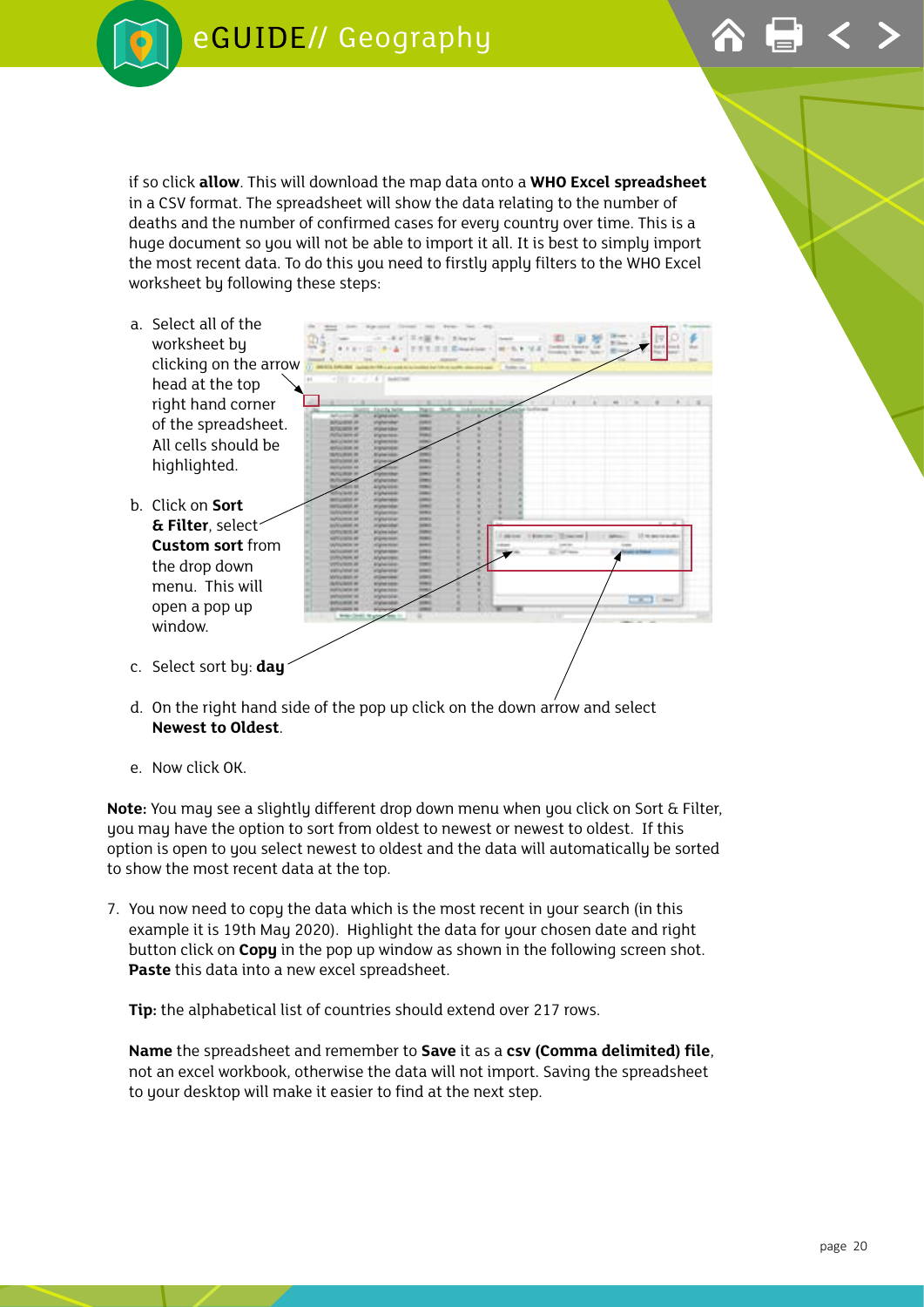if so click **allow**. This will download the map data onto a **WHO Excel spreadsheet** in a CSV format. The spreadsheet will show the data relating to the number of deaths and the number of confirmed cases for every country over time. This is a huge document so you will not be able to import it all. It is best to simply import the most recent data. To do this you need to firstly apply filters to the WHO Excel worksheet by following these steps:

a. Select all of the worksheet by clicking on the arrow head at the top right hand corner of the spreadsheet. All cells should be highlighted.

b. Click on **Sort & Filter**, select **Custom sort** from the drop down menu. This will open a pop up window.

c. Select sort by: **day**

d. On the right hand side of the pop up click on the down arrow and select **Newest to Oldest**.

e. Now click OK.

**Note:** You may see a slightly different drop down menu when you click on Sort & Filter, you may have the option to sort from oldest to newest or newest to oldest. If this option is open to you select newest to oldest and the data will automatically be sorted to show the most recent data at the top.

7. You now need to copy the data which is the most recent in your search (in this example it is 19th May 2020). Highlight the data for your chosen date and right button click on **Copy** in the pop up window as shown in the following screen shot. **Paste** this data into a new excel spreadsheet.

   **Tip:** the alphabetical list of countries should extend over 217 rows.

   **Name** the spreadsheet and remember to **Save** it as a **csv (Comma delimited) file**, not an excel workbook, otherwise the data will not import. Saving the spreadsheet to your desktop will make it easier to find at the next step.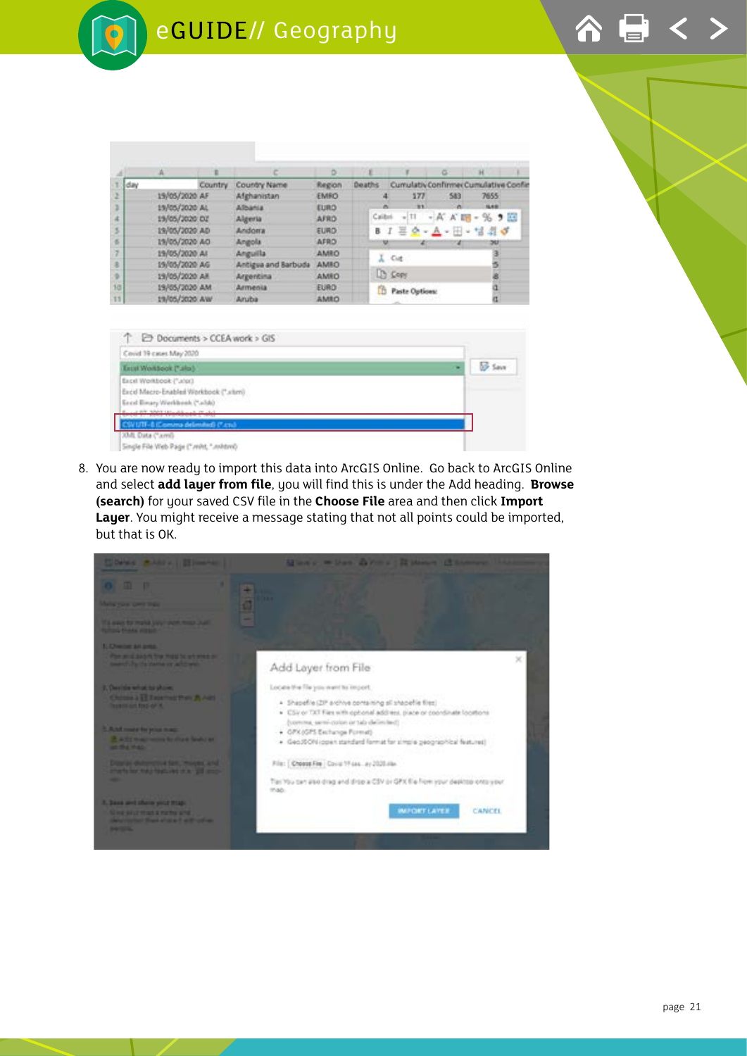8. You are now ready to import this data into ArcGIS Online. Go back to ArcGIS Online and select **add layer from file**, you will find this is under the Add heading. **Browse (search)** for your saved CSV file in the **Choose File** area and then click **Import Layer**. You might receive a message stating that not all points could be imported, but that is OK.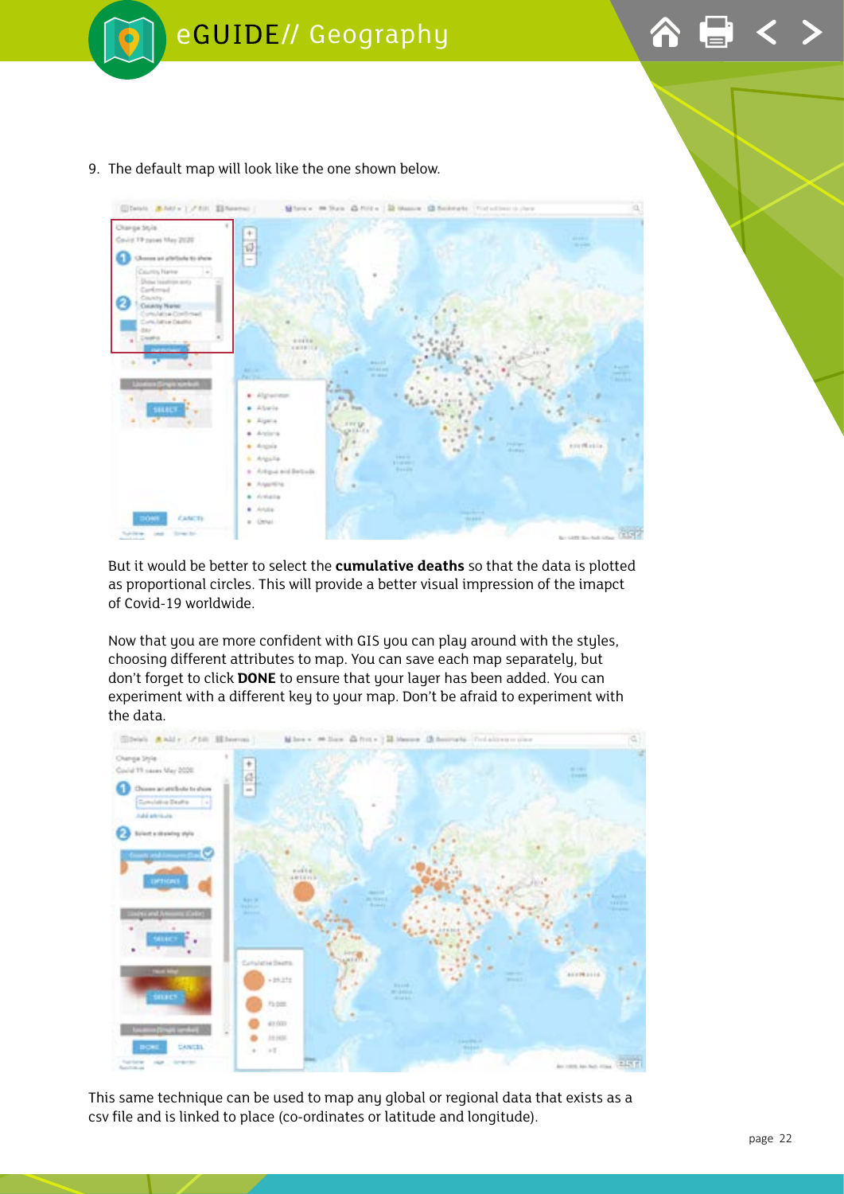9. The default map will look like the one shown below.

But it would be better to select the **cumulative deaths** so that the data is plotted as proportional circles. This will provide a better visual impression of the imapct of Covid-19 worldwide.

Now that you are more confident with GIS you can play around with the styles, choosing different attributes to map. You can save each map separately, but don't forget to click **DONE** to ensure that your layer has been added. You can experiment with a different key to your map. Don't be afraid to experiment with the data.

This same technique can be used to map any global or regional data that exists as a csv file and is linked to place (co-ordinates or latitude and longitude).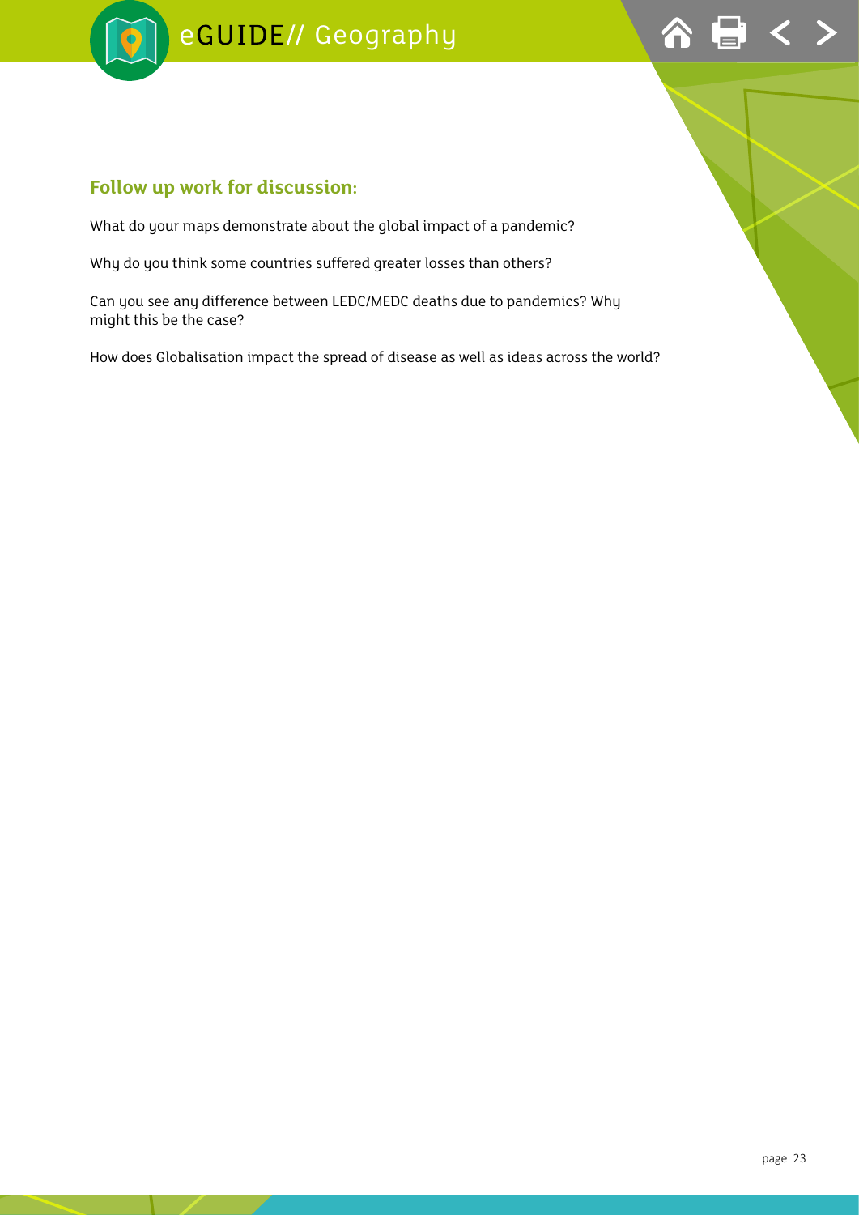## Follow up work for discussion:

What do your maps demonstrate about the global impact of a pandemic?

Why do you think some countries suffered greater losses than others?

Can you see any difference between LEDC/MEDC deaths due to pandemics? Why might this be the case?

How does Globalisation impact the spread of disease as well as ideas across the world?